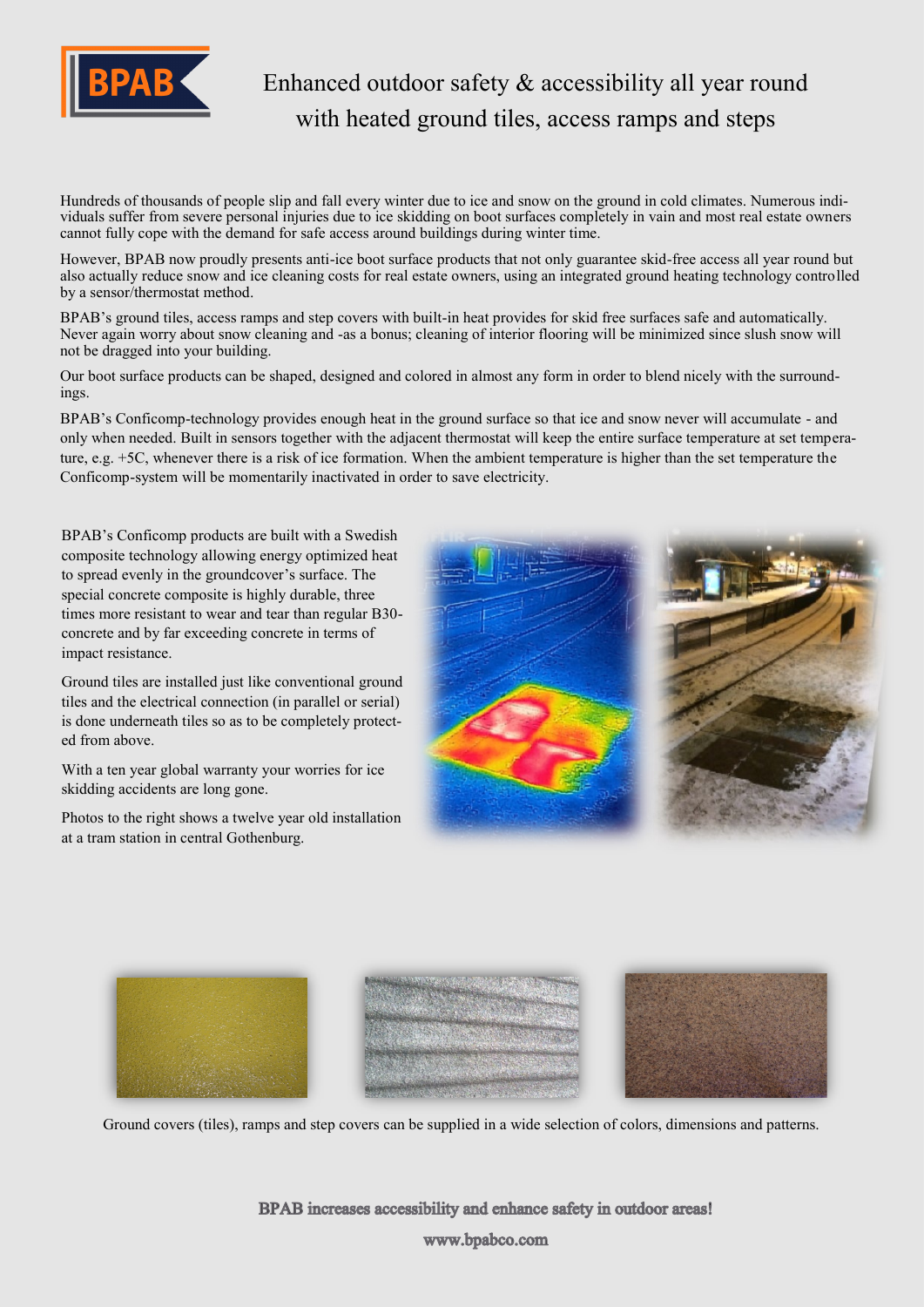# Enhanced outdoor safety & accessibility all year round with heated ground tiles, access ramps and steps

Hundreds of thousands of people slip and fall every winter due to ice and snow on the ground in cold climates. Numerous individuals suffer from severe personal injuries due to ice skidding on boot surfaces completely in vain and most real estate owners cannot fully cope with the demand for safe access around buildings during winter time.

However, BPAB now proudly presents anti-ice boot surface products that not only guarantee skid-free access all year round but also actually reduce snow and ice cleaning costs for real estate owners, using an integrated ground heating technology controlled by a sensor/thermostat method.

BPAB's ground tiles, access ramps and step covers with built-in heat provides for skid free surfaces safe and automatically. Never again worry about snow cleaning and -as a bonus; cleaning of interior flooring will be minimized since slush snow will not be dragged into your building.

Our boot surface products can be shaped, designed and colored in almost any form in order to blend nicely with the surroundings.

BPAB's Conficomp-technology provides enough heat in the ground surface so that ice and snow never will accumulate - and only when needed. Built in sensors together with the adjacent thermostat will keep the entire surface temperature at set temperature, e.g. +5C, whenever there is a risk of ice formation. When the ambient temperature is higher than the set temperature the Conficomp-system will be momentarily inactivated in order to save electricity.

BPAB's Conficomp products are built with a Swedish composite technology allowing energy optimized heat to spread evenly in the groundcover's surface. The special concrete composite is highly durable, three times more resistant to wear and tear than regular B30-concrete and by far exceeding concrete in terms of impact resistance.

Ground tiles are installed just like conventional ground tiles and the electrical connection (in parallel or serial) is done underneath tiles so as to be completely protected from above.

With a ten year global warranty your worries for ice skidding accidents are long gone.

Photos to the right shows a twelve year old installation at a tram station in central Gothenburg.

Ground covers (tiles), ramps and step covers can be supplied in a wide selection of colors, dimensions and patterns.

**BPAB increases accessibility and enhance safety in outdoor areas!**

**www.bpabco.com**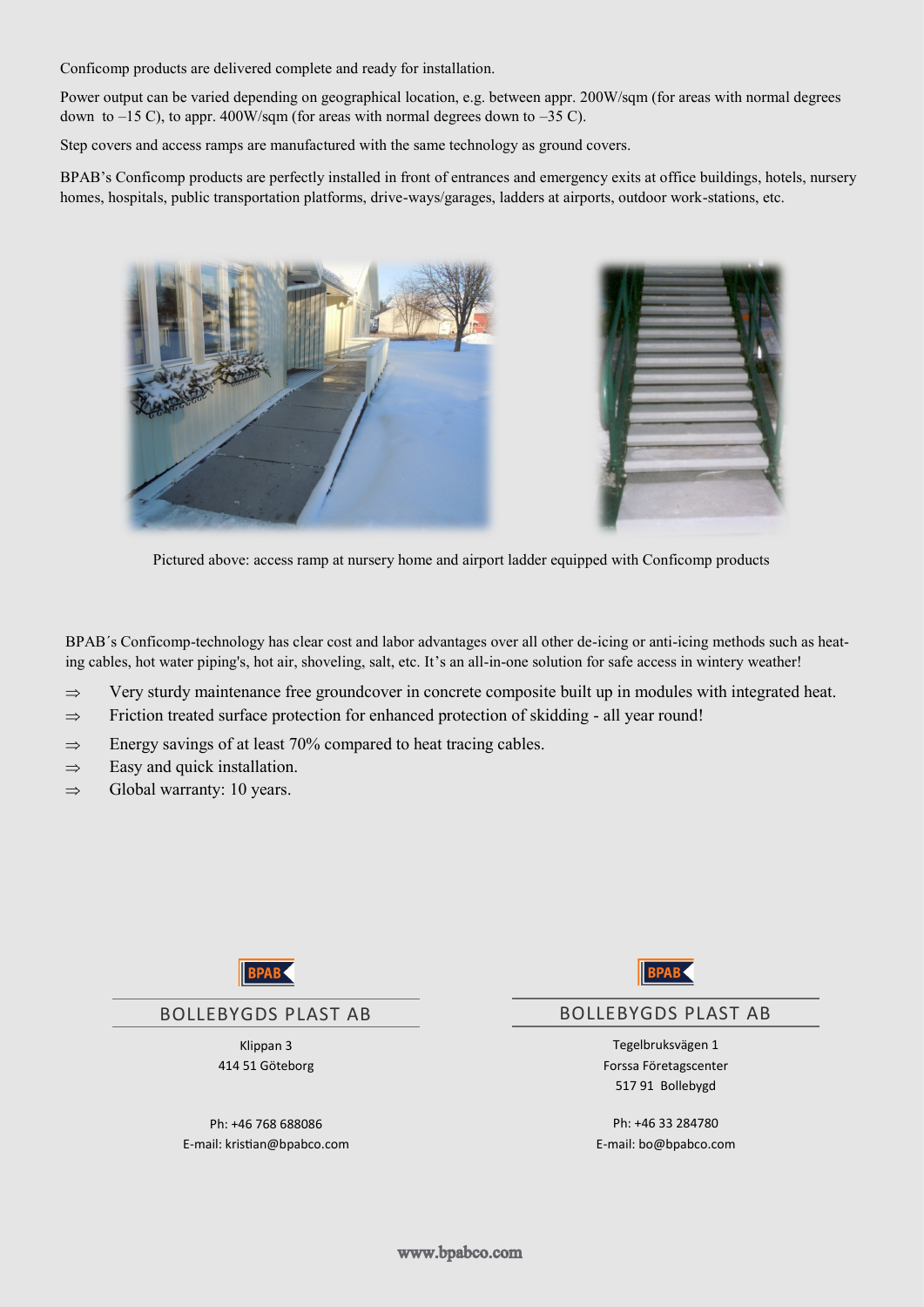Conficomp products are delivered complete and ready for installation.

Power output can be varied depending on geographical location, e.g. between appr. 200W/sqm (for areas with normal degrees down to –15 C), to appr. 400W/sqm (for areas with normal degrees down to –35 C).

Step covers and access ramps are manufactured with the same technology as ground covers.

BPAB's Conficomp products are perfectly installed in front of entrances and emergency exits at office buildings, hotels, nursery homes, hospitals, public transportation platforms, drive-ways/garages, ladders at airports, outdoor work-stations, etc.

Pictured above: access ramp at nursery home and airport ladder equipped with Conficomp products

BPAB´s Conficomp-technology has clear cost and labor advantages over all other de-icing or anti-icing methods such as heating cables, hot water piping's, hot air, shoveling, salt, etc. It's an all-in-one solution for safe access in wintery weather!

- ⇒ Very sturdy maintenance free groundcover in concrete composite built up in modules with integrated heat.
- ⇒ Friction treated surface protection for enhanced protection of skidding - all year round!
- ⇒ Energy savings of at least 70% compared to heat tracing cables.
- ⇒ Easy and quick installation.
- ⇒ Global warranty: 10 years.

BPAB

BOLLEBYGDS PLAST AB

Klippan 3
414 51 Göteborg

Ph: +46 768 688086
E-mail: kristian@bpabco.com

BPAB

BOLLEBYGDS PLAST AB

Tegelbruksvägen 1
Forssa Företagscenter
517 91 Bollebygd

Ph: +46 33 284780
E-mail: bo@bpabco.com

www.bpabco.com